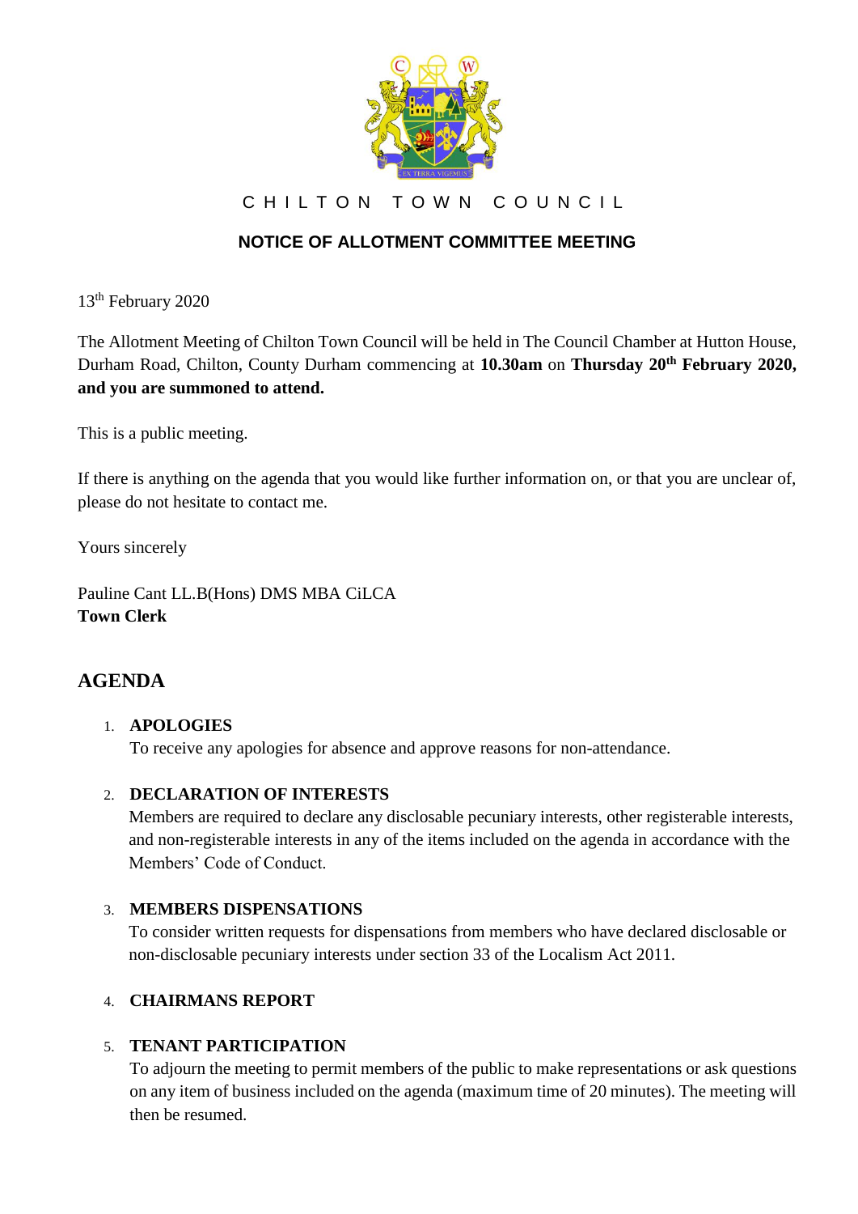C H I L T O N   T O W N   C O U N C I L

**NOTICE OF ALLOTMENT COMMITTEE MEETING**

13th February 2020

The Allotment Meeting of Chilton Town Council will be held in The Council Chamber at Hutton House, Durham Road, Chilton, County Durham commencing at **10.30am** on **Thursday 20th February 2020, and you are summoned to attend.**

This is a public meeting.

If there is anything on the agenda that you would like further information on, or that you are unclear of, please do not hesitate to contact me.

Yours sincerely

Pauline Cant LL.B(Hons) DMS MBA CiLCA
**Town Clerk**

## AGENDA

1. **APOLOGIES**
   To receive any apologies for absence and approve reasons for non-attendance.

2. **DECLARATION OF INTERESTS**
   Members are required to declare any disclosable pecuniary interests, other registerable interests, and non-registerable interests in any of the items included on the agenda in accordance with the Members' Code of Conduct.

3. **MEMBERS DISPENSATIONS**
   To consider written requests for dispensations from members who have declared disclosable or non-disclosable pecuniary interests under section 33 of the Localism Act 2011.

4. **CHAIRMANS REPORT**

5. **TENANT PARTICIPATION**
   To adjourn the meeting to permit members of the public to make representations or ask questions on any item of business included on the agenda (maximum time of 20 minutes). The meeting will then be resumed.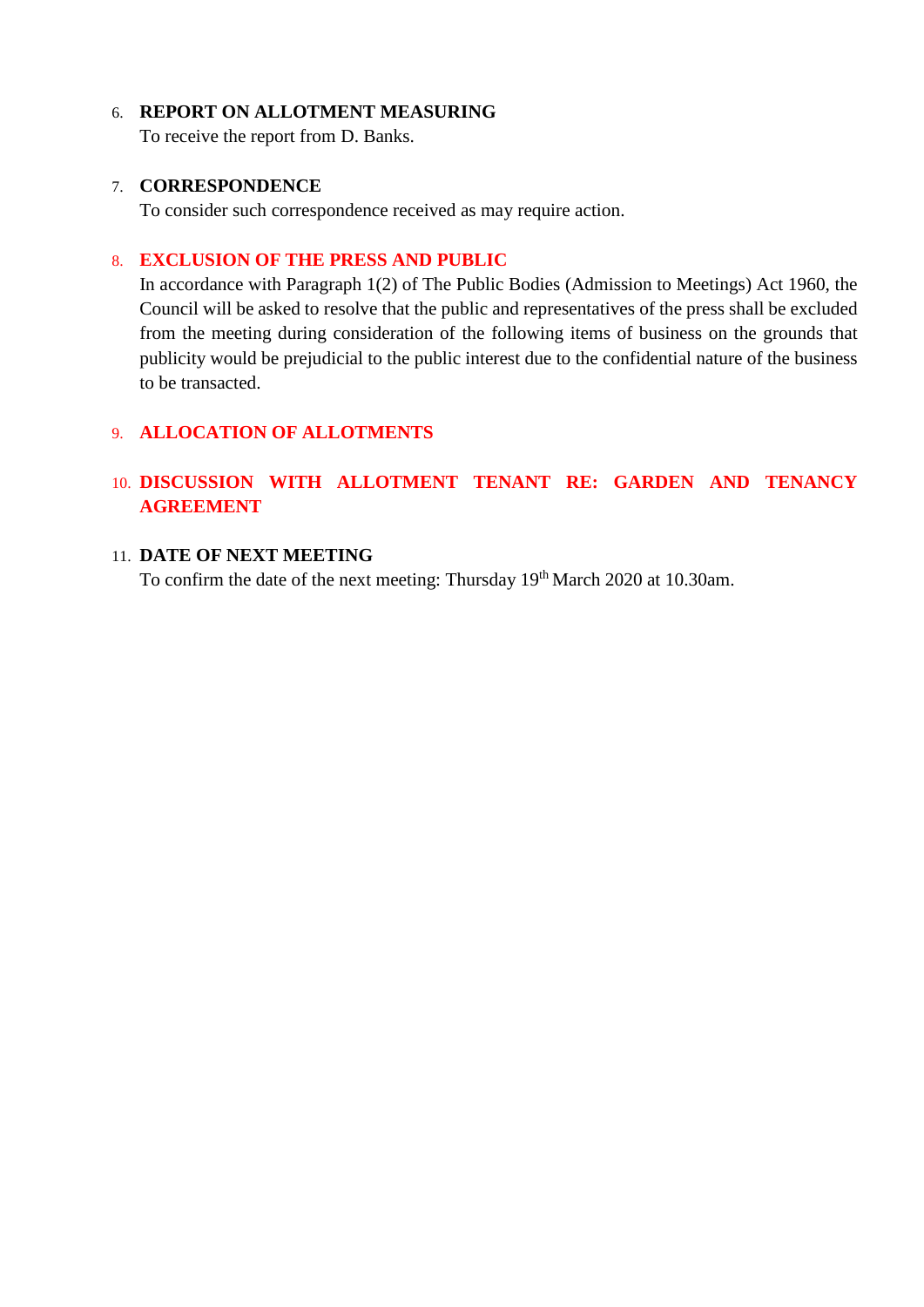6. **REPORT ON ALLOTMENT MEASURING**
   To receive the report from D. Banks.

7. **CORRESPONDENCE**
   To consider such correspondence received as may require action.

8. **EXCLUSION OF THE PRESS AND PUBLIC**
   In accordance with Paragraph 1(2) of The Public Bodies (Admission to Meetings) Act 1960, the Council will be asked to resolve that the public and representatives of the press shall be excluded from the meeting during consideration of the following items of business on the grounds that publicity would be prejudicial to the public interest due to the confidential nature of the business to be transacted.

9. **ALLOCATION OF ALLOTMENTS**

10. **DISCUSSION WITH ALLOTMENT TENANT RE: GARDEN AND TENANCY AGREEMENT**

11. **DATE OF NEXT MEETING**
    To confirm the date of the next meeting: Thursday 19th March 2020 at 10.30am.